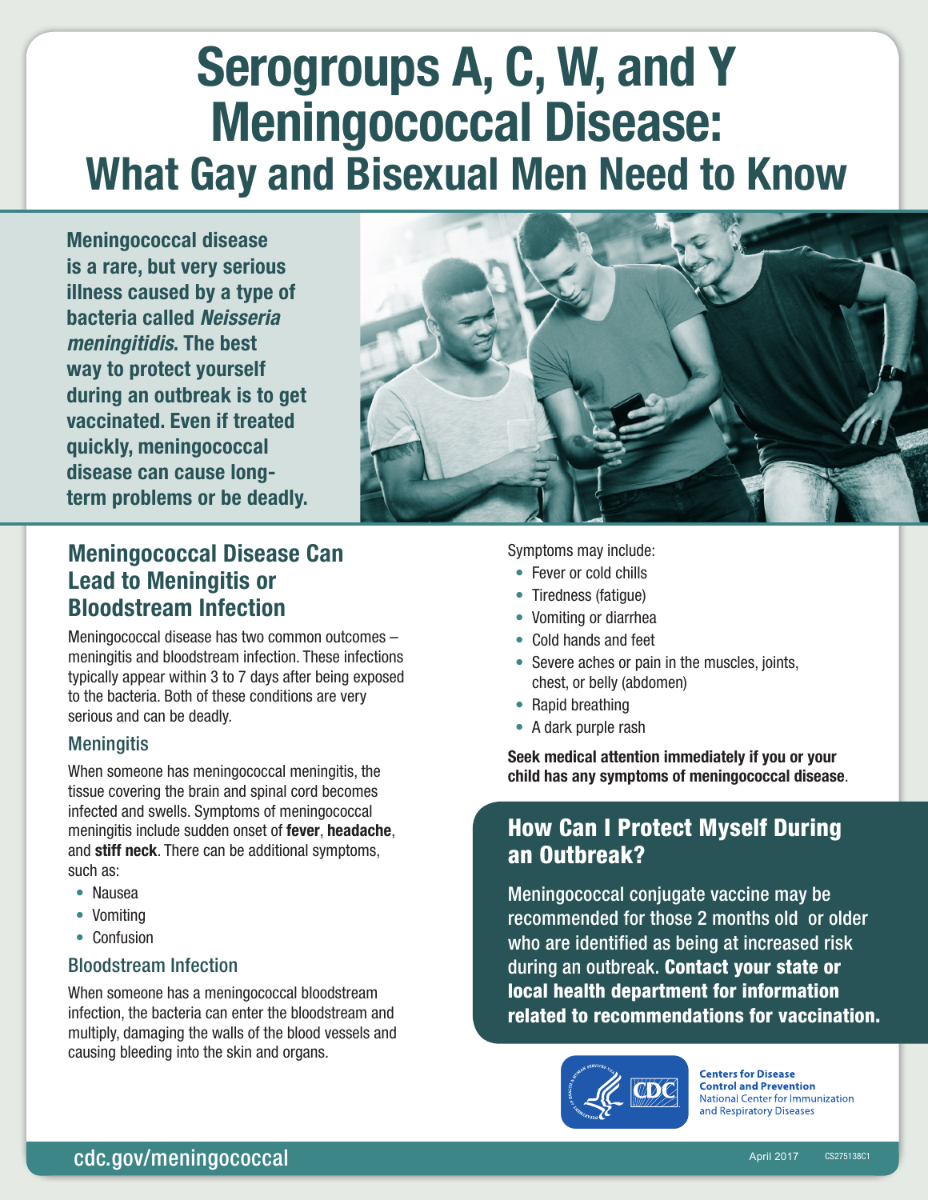# Serogroups A, C, W, and Y Meningococcal Disease: What Gay and Bisexual Men Need to Know

**Meningococcal disease is a rare, but very serious illness caused by a type of bacteria called *Neisseria meningitidis*. The best way to protect yourself during an outbreak is to get vaccinated. Even if treated quickly, meningococcal disease can cause long-term problems or be deadly.**

## Meningococcal Disease Can Lead to Meningitis or Bloodstream Infection

Meningococcal disease has two common outcomes – meningitis and bloodstream infection. These infections typically appear within 3 to 7 days after being exposed to the bacteria. Both of these conditions are very serious and can be deadly.

### Meningitis

When someone has meningococcal meningitis, the tissue covering the brain and spinal cord becomes infected and swells. Symptoms of meningococcal meningitis include sudden onset of **fever**, **headache**, and **stiff neck**. There can be additional symptoms, such as:

- Nausea
- Vomiting
- Confusion

### Bloodstream Infection

When someone has a meningococcal bloodstream infection, the bacteria can enter the bloodstream and multiply, damaging the walls of the blood vessels and causing bleeding into the skin and organs.

Symptoms may include:

- Fever or cold chills
- Tiredness (fatigue)
- Vomiting or diarrhea
- Cold hands and feet
- Severe aches or pain in the muscles, joints, chest, or belly (abdomen)
- Rapid breathing
- A dark purple rash

**Seek medical attention immediately if you or your child has any symptoms of meningococcal disease**.

## How Can I Protect Myself During an Outbreak?

Meningococcal conjugate vaccine may be recommended for those 2 months old or older who are identified as being at increased risk during an outbreak. **Contact your state or local health department for information related to recommendations for vaccination.**

Centers for Disease Control and Prevention
National Center for Immunization and Respiratory Diseases

cdc.gov/meningococcal

April 2017 CS275138C1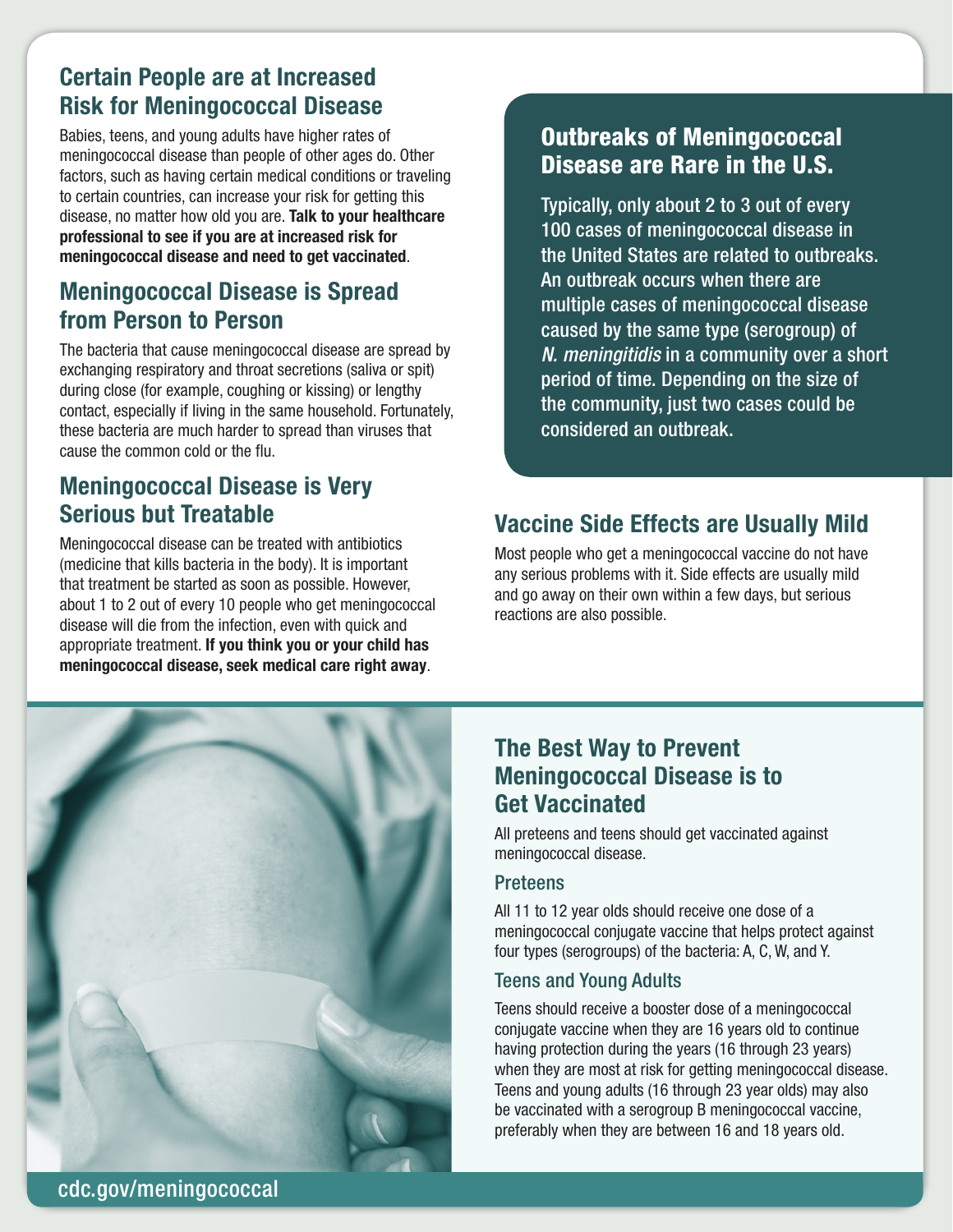## Certain People are at Increased Risk for Meningococcal Disease

Babies, teens, and young adults have higher rates of meningococcal disease than people of other ages do. Other factors, such as having certain medical conditions or traveling to certain countries, can increase your risk for getting this disease, no matter how old you are. **Talk to your healthcare professional to see if you are at increased risk for meningococcal disease and need to get vaccinated**.

## Meningococcal Disease is Spread from Person to Person

The bacteria that cause meningococcal disease are spread by exchanging respiratory and throat secretions (saliva or spit) during close (for example, coughing or kissing) or lengthy contact, especially if living in the same household. Fortunately, these bacteria are much harder to spread than viruses that cause the common cold or the flu.

## Meningococcal Disease is Very Serious but Treatable

Meningococcal disease can be treated with antibiotics (medicine that kills bacteria in the body). It is important that treatment be started as soon as possible. However, about 1 to 2 out of every 10 people who get meningococcal disease will die from the infection, even with quick and appropriate treatment. **If you think you or your child has meningococcal disease, seek medical care right away**.

## Outbreaks of Meningococcal Disease are Rare in the U.S.

Typically, only about 2 to 3 out of every 100 cases of meningococcal disease in the United States are related to outbreaks. An outbreak occurs when there are multiple cases of meningococcal disease caused by the same type (serogroup) of *N. meningitidis* in a community over a short period of time. Depending on the size of the community, just two cases could be considered an outbreak.

## Vaccine Side Effects are Usually Mild

Most people who get a meningococcal vaccine do not have any serious problems with it. Side effects are usually mild and go away on their own within a few days, but serious reactions are also possible.

## The Best Way to Prevent Meningococcal Disease is to Get Vaccinated

All preteens and teens should get vaccinated against meningococcal disease.

### Preteens

All 11 to 12 year olds should receive one dose of a meningococcal conjugate vaccine that helps protect against four types (serogroups) of the bacteria: A, C, W, and Y.

### Teens and Young Adults

Teens should receive a booster dose of a meningococcal conjugate vaccine when they are 16 years old to continue having protection during the years (16 through 23 years) when they are most at risk for getting meningococcal disease. Teens and young adults (16 through 23 year olds) may also be vaccinated with a serogroup B meningococcal vaccine, preferably when they are between 16 and 18 years old.

cdc.gov/meningococcal